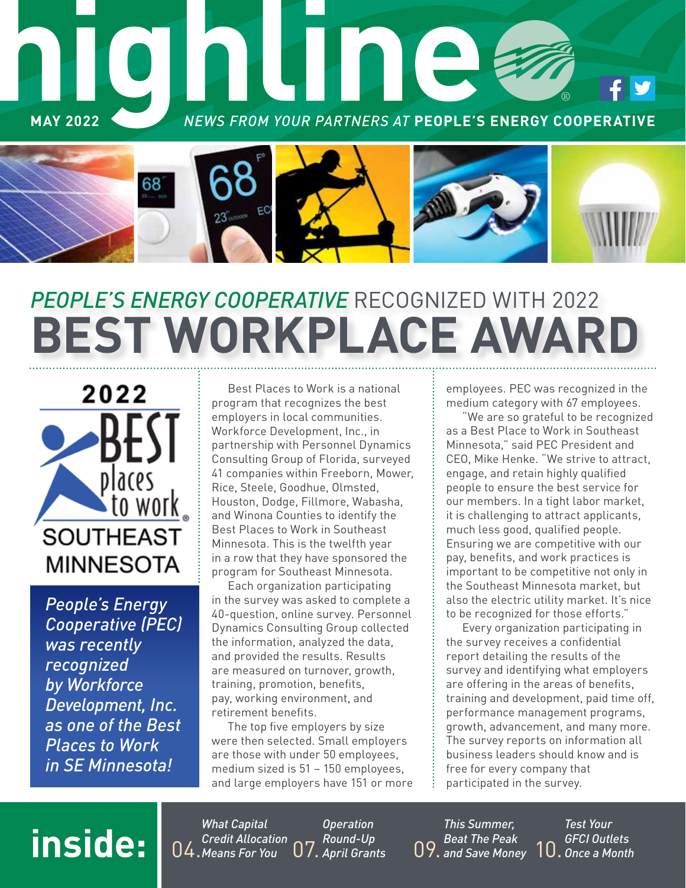# highline

**MAY 2022** *NEWS FROM YOUR PARTNERS AT* **PEOPLE'S ENERGY COOPERATIVE**

## *PEOPLE'S ENERGY COOPERATIVE* RECOGNIZED WITH 2022 **BEST WORKPLACE AWARD**

2022 BEST places to work SOUTHEAST MINNESOTA

*People's Energy Cooperative (PEC) was recently recognized by Workforce Development, Inc. as one of the Best Places to Work in SE Minnesota!*

Best Places to Work is a national program that recognizes the best employers in local communities. Workforce Development, Inc., in partnership with Personnel Dynamics Consulting Group of Florida, surveyed 41 companies within Freeborn, Mower, Rice, Steele, Goodhue, Olmsted, Houston, Dodge, Fillmore, Wabasha, and Winona Counties to identify the Best Places to Work in Southeast Minnesota. This is the twelfth year in a row that they have sponsored the program for Southeast Minnesota.

Each organization participating in the survey was asked to complete a 40-question, online survey. Personnel Dynamics Consulting Group collected the information, analyzed the data, and provided the results. Results are measured on turnover, growth, training, promotion, benefits, pay, working environment, and retirement benefits.

The top five employers by size were then selected. Small employers are those with under 50 employees, medium sized is 51 – 150 employees, and large employers have 151 or more employees. PEC was recognized in the medium category with 67 employees.

"We are so grateful to be recognized as a Best Place to Work in Southeast Minnesota," said PEC President and CEO, Mike Henke. "We strive to attract, engage, and retain highly qualified people to ensure the best service for our members. In a tight labor market, it is challenging to attract applicants, much less good, qualified people. Ensuring we are competitive with our pay, benefits, and work practices is important to be competitive not only in the Southeast Minnesota market, but also the electric utility market. It's nice to be recognized for those efforts."

Every organization participating in the survey receives a confidential report detailing the results of the survey and identifying what employers are offering in the areas of benefits, training and development, paid time off, performance management programs, growth, advancement, and many more. The survey reports on information all business leaders should know and is free for every company that participated in the survey.

**inside:**

- 04. *What Capital Credit Allocation Means For You*
- 07. *Operation Round-Up April Grants*
- 09. *This Summer, Beat The Peak and Save Money*
- 10. *Test Your GFCI Outlets Once a Month*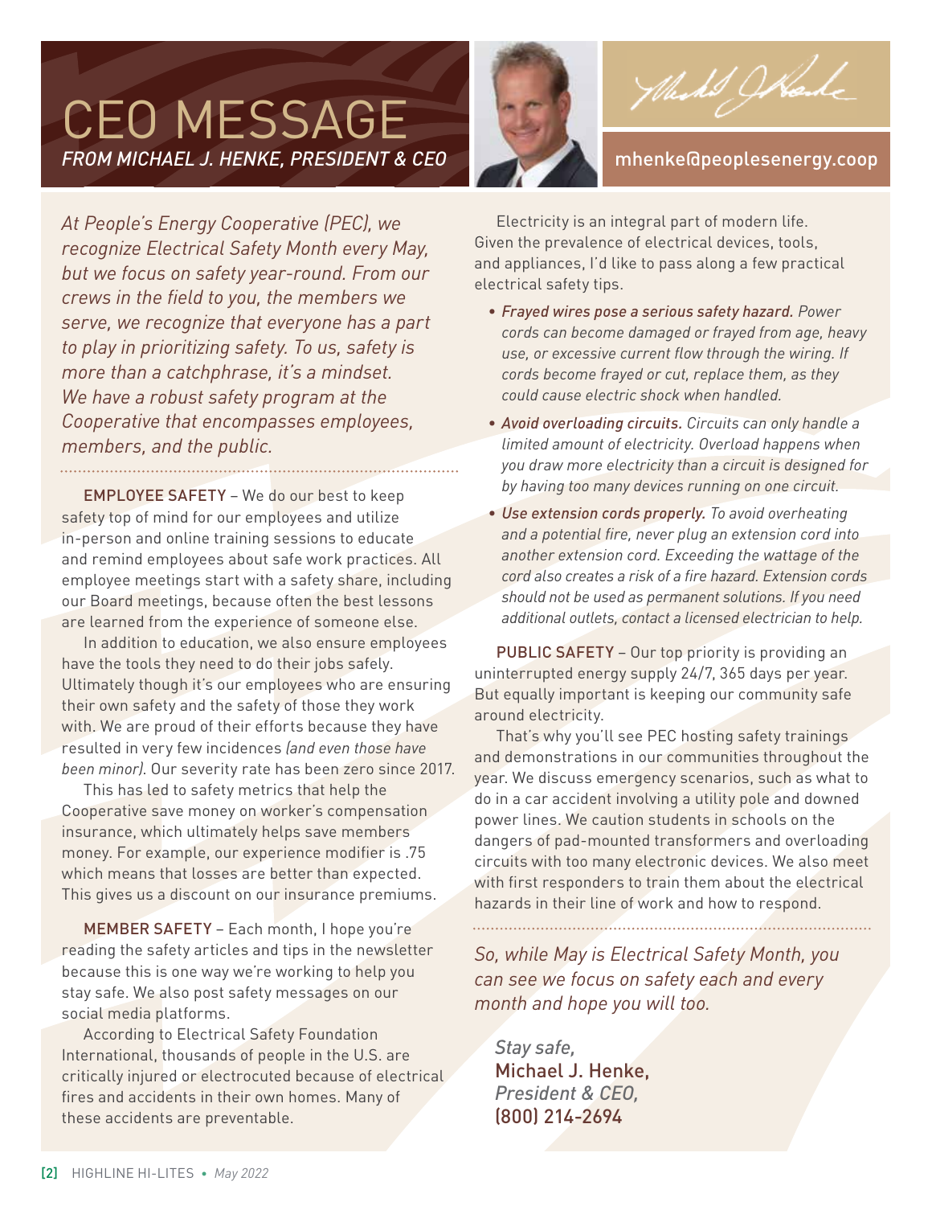# CEO MESSAGE

*FROM MICHAEL J. HENKE, PRESIDENT & CEO*

mhenke@peoplesenergy.coop

*At People's Energy Cooperative (PEC), we recognize Electrical Safety Month every May, but we focus on safety year-round. From our crews in the field to you, the members we serve, we recognize that everyone has a part to play in prioritizing safety. To us, safety is more than a catchphrase, it's a mindset. We have a robust safety program at the Cooperative that encompasses employees, members, and the public.*

EMPLOYEE SAFETY – We do our best to keep safety top of mind for our employees and utilize in-person and online training sessions to educate and remind employees about safe work practices. All employee meetings start with a safety share, including our Board meetings, because often the best lessons are learned from the experience of someone else.

In addition to education, we also ensure employees have the tools they need to do their jobs safely. Ultimately though it's our employees who are ensuring their own safety and the safety of those they work with. We are proud of their efforts because they have resulted in very few incidences *(and even those have been minor)*. Our severity rate has been zero since 2017.

This has led to safety metrics that help the Cooperative save money on worker's compensation insurance, which ultimately helps save members money. For example, our experience modifier is .75 which means that losses are better than expected. This gives us a discount on our insurance premiums.

MEMBER SAFETY – Each month, I hope you're reading the safety articles and tips in the newsletter because this is one way we're working to help you stay safe. We also post safety messages on our social media platforms.

According to Electrical Safety Foundation International, thousands of people in the U.S. are critically injured or electrocuted because of electrical fires and accidents in their own homes. Many of these accidents are preventable.

Electricity is an integral part of modern life. Given the prevalence of electrical devices, tools, and appliances, I'd like to pass along a few practical electrical safety tips.

- *Frayed wires pose a serious safety hazard. Power cords can become damaged or frayed from age, heavy use, or excessive current flow through the wiring. If cords become frayed or cut, replace them, as they could cause electric shock when handled.*
- *Avoid overloading circuits. Circuits can only handle a limited amount of electricity. Overload happens when you draw more electricity than a circuit is designed for by having too many devices running on one circuit.*
- *Use extension cords properly. To avoid overheating and a potential fire, never plug an extension cord into another extension cord. Exceeding the wattage of the cord also creates a risk of a fire hazard. Extension cords should not be used as permanent solutions. If you need additional outlets, contact a licensed electrician to help.*

PUBLIC SAFETY – Our top priority is providing an uninterrupted energy supply 24/7, 365 days per year. But equally important is keeping our community safe around electricity.

That's why you'll see PEC hosting safety trainings and demonstrations in our communities throughout the year. We discuss emergency scenarios, such as what to do in a car accident involving a utility pole and downed power lines. We caution students in schools on the dangers of pad-mounted transformers and overloading circuits with too many electronic devices. We also meet with first responders to train them about the electrical hazards in their line of work and how to respond.

*So, while May is Electrical Safety Month, you can see we focus on safety each and every month and hope you will too.*

*Stay safe,*
Michael J. Henke,
*President & CEO,*
(800) 214-2694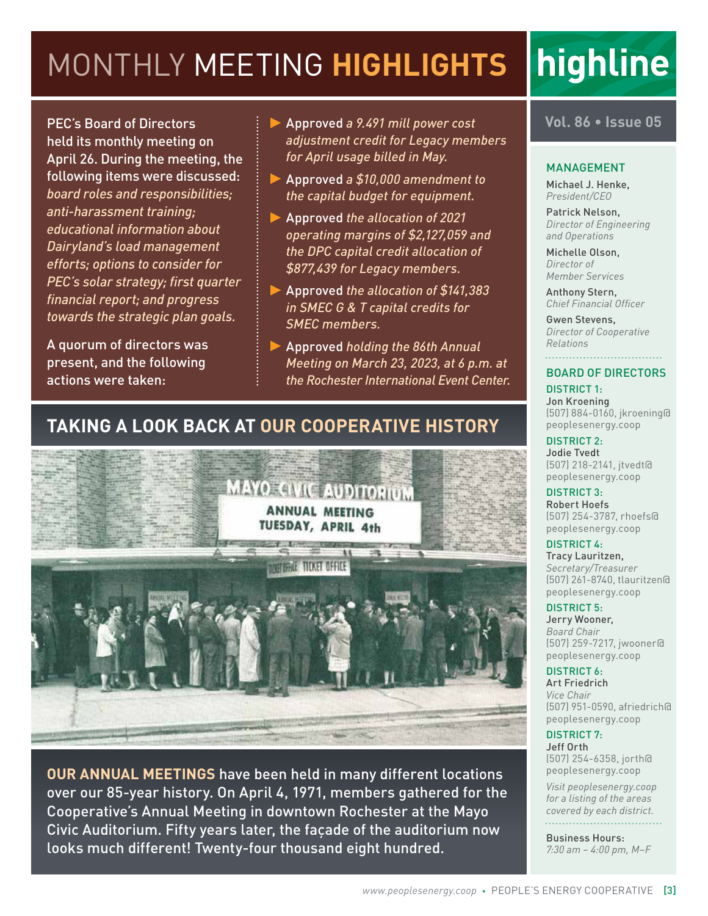# MONTHLY MEETING **HIGHLIGHTS**

PEC's Board of Directors held its monthly meeting on April 26. During the meeting, the following items were discussed: *board roles and responsibilities; anti-harassment training; educational information about Dairyland's load management efforts; options to consider for PEC's solar strategy; first quarter financial report; and progress towards the strategic plan goals.*

A quorum of directors was present, and the following actions were taken:

- Approved *a 9.491 mill power cost adjustment credit for Legacy members for April usage billed in May.*
- Approved *a $10,000 amendment to the capital budget for equipment.*
- Approved *the allocation of 2021 operating margins of $2,127,059 and the DPC capital credit allocation of $877,439 for Legacy members.*
- Approved *the allocation of $141,383 in SMEC G & T capital credits for SMEC members.*
- Approved *holding the 86th Annual Meeting on March 23, 2023, at 6 p.m. at the Rochester International Event Center.*

## TAKING A LOOK BACK AT **OUR COOPERATIVE HISTORY**

**OUR ANNUAL MEETINGS** have been held in many different locations over our 85-year history. On April 4, 1971, members gathered for the Cooperative's Annual Meeting in downtown Rochester at the Mayo Civic Auditorium. Fifty years later, the façade of the auditorium now looks much different! Twenty-four thousand eight hundred.

# highline

### MANAGEMENT

Michael J. Henke, *President/CEO*

Patrick Nelson, *Director of Engineering and Operations*

Michelle Olson, *Director of Member Services*

Anthony Stern, *Chief Financial Officer*

Gwen Stevens, *Director of Cooperative Relations*

### BOARD OF DIRECTORS

**DISTRICT 1:**
Jon Kroening
(507) 884-0160, jkroening@peoplesenergy.coop

**DISTRICT 2:**
Jodie Tvedt
(507) 218-2141, jtvedt@peoplesenergy.coop

**DISTRICT 3:**
Robert Hoefs
(507) 254-3787, rhoefs@peoplesenergy.coop

**DISTRICT 4:**
Tracy Lauritzen, *Secretary/Treasurer*
(507) 261-8740, tlauritzen@peoplesenergy.coop

**DISTRICT 5:**
Jerry Wooner, *Board Chair*
(507) 259-7217, jwooner@peoplesenergy.coop

**DISTRICT 6:**
Art Friedrich *Vice Chair*
(507) 951-0590, afriedrich@peoplesenergy.coop

**DISTRICT 7:**
Jeff Orth
(507) 254-6358, jorth@peoplesenergy.coop

*Visit peoplesenergy.coop for a listing of the areas covered by each district.*

Business Hours:
*7:30 am – 4:00 pm, M–F*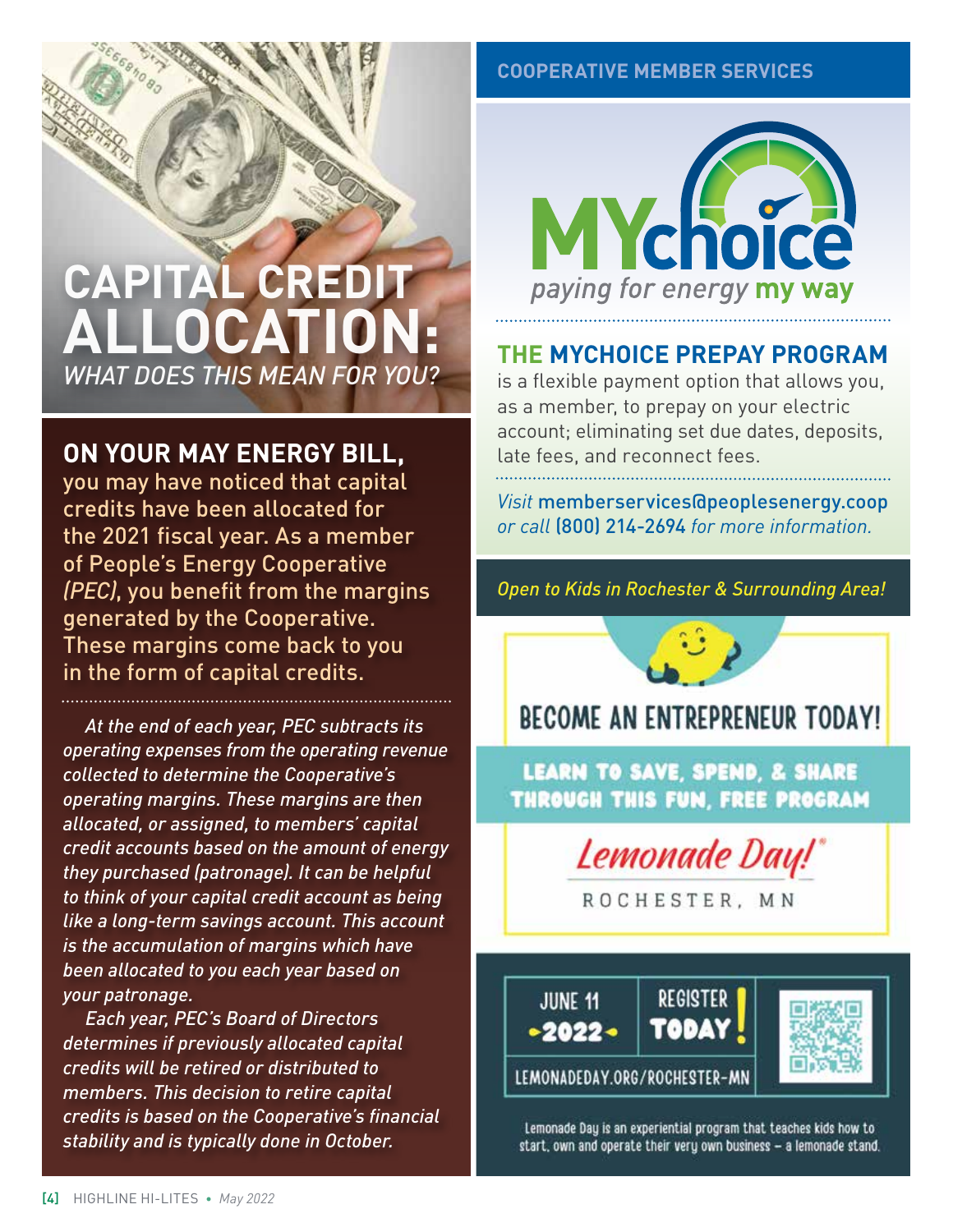# CAPITAL CREDIT ALLOCATION:

*WHAT DOES THIS MEAN FOR YOU?*

**ON YOUR MAY ENERGY BILL,** you may have noticed that capital credits have been allocated for the 2021 fiscal year. As a member of People's Energy Cooperative *(PEC)*, you benefit from the margins generated by the Cooperative. These margins come back to you in the form of capital credits.

*At the end of each year, PEC subtracts its operating expenses from the operating revenue collected to determine the Cooperative's operating margins. These margins are then allocated, or assigned, to members' capital credit accounts based on the amount of energy they purchased (patronage). It can be helpful to think of your capital credit account as being like a long-term savings account. This account is the accumulation of margins which have been allocated to you each year based on your patronage.*

*Each year, PEC's Board of Directors determines if previously allocated capital credits will be retired or distributed to members. This decision to retire capital credits is based on the Cooperative's financial stability and is typically done in October.*

## COOPERATIVE MEMBER SERVICES

MYchoice
*paying for energy* **my way**

### THE MYCHOICE PREPAY PROGRAM

is a flexible payment option that allows you, as a member, to prepay on your electric account; eliminating set due dates, deposits, late fees, and reconnect fees.

*Visit* memberservices@peoplesenergy.coop *or call* (800) 214-2694 *for more information.*

*Open to Kids in Rochester & Surrounding Area!*

## BECOME AN ENTREPRENEUR TODAY!

**LEARN TO SAVE, SPEND, & SHARE THROUGH THIS FUN, FREE PROGRAM**

*Lemonade Day!*®
ROCHESTER, MN

JUNE 11 2022

REGISTER TODAY!

LEMONADEDAY.ORG/ROCHESTER-MN

Lemonade Day is an experiential program that teaches kids how to start, own and operate their very own business – a lemonade stand.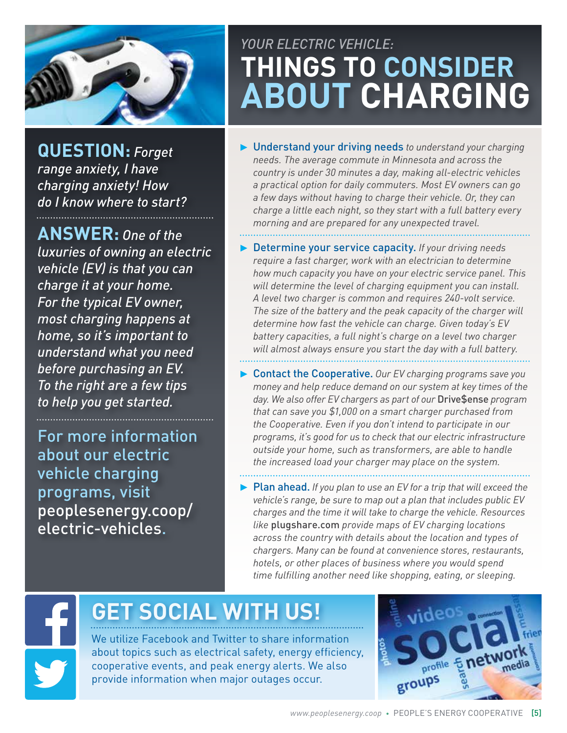# *YOUR ELECTRIC VEHICLE:* THINGS TO CONSIDER ABOUT CHARGING

**QUESTION:** *Forget range anxiety, I have charging anxiety! How do I know where to start?*

**ANSWER:** *One of the luxuries of owning an electric vehicle (EV) is that you can charge it at your home. For the typical EV owner, most charging happens at home, so it's important to understand what you need before purchasing an EV. To the right are a few tips to help you get started.*

For more information about our electric vehicle charging programs, visit peoplesenergy.coop/electric-vehicles.

- **Understand your driving needs** *to understand your charging needs. The average commute in Minnesota and across the country is under 30 minutes a day, making all-electric vehicles a practical option for daily commuters. Most EV owners can go a few days without having to charge their vehicle. Or, they can charge a little each night, so they start with a full battery every morning and are prepared for any unexpected travel.*

- **Determine your service capacity.** *If your driving needs require a fast charger, work with an electrician to determine how much capacity you have on your electric service panel. This will determine the level of charging equipment you can install. A level two charger is common and requires 240-volt service. The size of the battery and the peak capacity of the charger will determine how fast the vehicle can charge. Given today's EV battery capacities, a full night's charge on a level two charger will almost always ensure you start the day with a full battery.*

- **Contact the Cooperative.** *Our EV charging programs save you money and help reduce demand on our system at key times of the day. We also offer EV chargers as part of our* Drive$ense *program that can save you $1,000 on a smart charger purchased from the Cooperative. Even if you don't intend to participate in our programs, it's good for us to check that our electric infrastructure outside your home, such as transformers, are able to handle the increased load your charger may place on the system.*

- **Plan ahead.** *If you plan to use an EV for a trip that will exceed the vehicle's range, be sure to map out a plan that includes public EV charges and the time it will take to charge the vehicle. Resources like* plugshare.com *provide maps of EV charging locations across the country with details about the location and types of chargers. Many can be found at convenience stores, restaurants, hotels, or other places of business where you would spend time fulfilling another need like shopping, eating, or sleeping.*

## GET SOCIAL WITH US!

We utilize Facebook and Twitter to share information about topics such as electrical safety, energy efficiency, cooperative events, and peak energy alerts. We also provide information when major outages occur.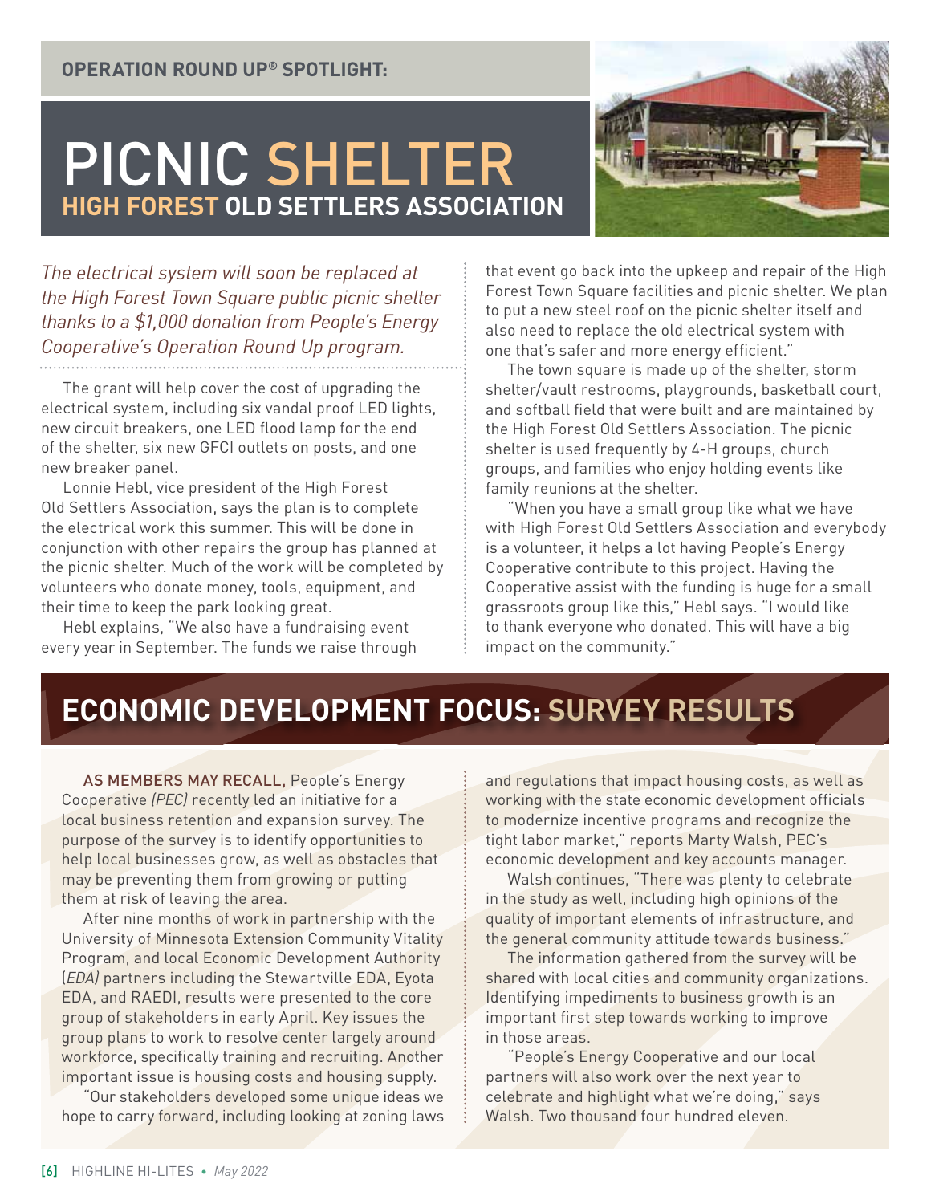OPERATION ROUND UP® SPOTLIGHT:

# PICNIC SHELTER
## HIGH FOREST OLD SETTLERS ASSOCIATION

*The electrical system will soon be replaced at the High Forest Town Square public picnic shelter thanks to a $1,000 donation from People's Energy Cooperative's Operation Round Up program.*

The grant will help cover the cost of upgrading the electrical system, including six vandal proof LED lights, new circuit breakers, one LED flood lamp for the end of the shelter, six new GFCI outlets on posts, and one new breaker panel.

Lonnie Hebl, vice president of the High Forest Old Settlers Association, says the plan is to complete the electrical work this summer. This will be done in conjunction with other repairs the group has planned at the picnic shelter. Much of the work will be completed by volunteers who donate money, tools, equipment, and their time to keep the park looking great.

Hebl explains, "We also have a fundraising event every year in September. The funds we raise through that event go back into the upkeep and repair of the High Forest Town Square facilities and picnic shelter. We plan to put a new steel roof on the picnic shelter itself and also need to replace the old electrical system with one that's safer and more energy efficient."

The town square is made up of the shelter, storm shelter/vault restrooms, playgrounds, basketball court, and softball field that were built and are maintained by the High Forest Old Settlers Association. The picnic shelter is used frequently by 4-H groups, church groups, and families who enjoy holding events like family reunions at the shelter.

"When you have a small group like what we have with High Forest Old Settlers Association and everybody is a volunteer, it helps a lot having People's Energy Cooperative contribute to this project. Having the Cooperative assist with the funding is huge for a small grassroots group like this," Hebl says. "I would like to thank everyone who donated. This will have a big impact on the community."

# ECONOMIC DEVELOPMENT FOCUS: SURVEY RESULTS

AS MEMBERS MAY RECALL, People's Energy Cooperative *(PEC)* recently led an initiative for a local business retention and expansion survey. The purpose of the survey is to identify opportunities to help local businesses grow, as well as obstacles that may be preventing them from growing or putting them at risk of leaving the area.

After nine months of work in partnership with the University of Minnesota Extension Community Vitality Program, and local Economic Development Authority (*EDA)* partners including the Stewartville EDA, Eyota EDA, and RAEDI, results were presented to the core group of stakeholders in early April. Key issues the group plans to work to resolve center largely around workforce, specifically training and recruiting. Another important issue is housing costs and housing supply.

"Our stakeholders developed some unique ideas we hope to carry forward, including looking at zoning laws and regulations that impact housing costs, as well as working with the state economic development officials to modernize incentive programs and recognize the tight labor market," reports Marty Walsh, PEC's economic development and key accounts manager.

Walsh continues, "There was plenty to celebrate in the study as well, including high opinions of the quality of important elements of infrastructure, and the general community attitude towards business."

The information gathered from the survey will be shared with local cities and community organizations. Identifying impediments to business growth is an important first step towards working to improve in those areas.

"People's Energy Cooperative and our local partners will also work over the next year to celebrate and highlight what we're doing," says Walsh. Two thousand four hundred eleven.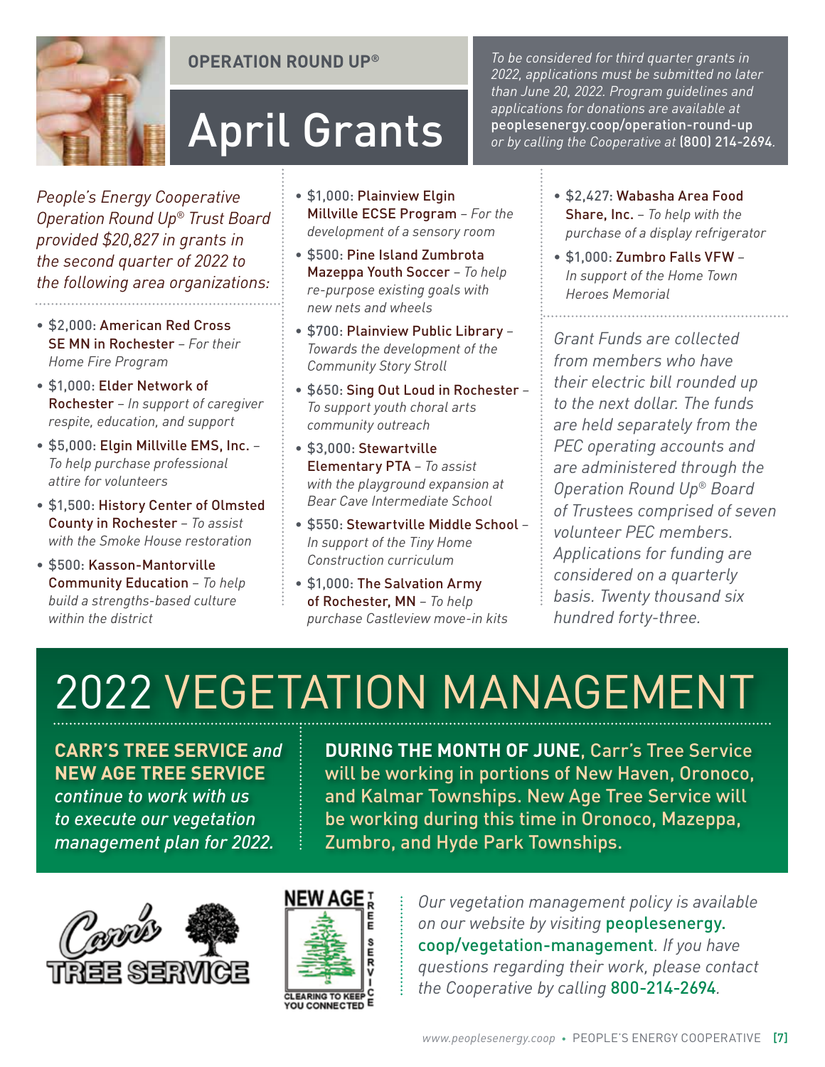**OPERATION ROUND UP®**

# April Grants

*To be considered for third quarter grants in 2022, applications must be submitted no later than June 20, 2022. Program guidelines and applications for donations are available at* peoplesenergy.coop/operation-round-up *or by calling the Cooperative at* (800) 214-2694*.*

*People's Energy Cooperative Operation Round Up® Trust Board provided $20,827 in grants in the second quarter of 2022 to the following area organizations:*

- $2,000: American Red Cross SE MN in Rochester – *For their Home Fire Program*
- $1,000: Elder Network of Rochester – *In support of caregiver respite, education, and support*
- $5,000: Elgin Millville EMS, Inc. – *To help purchase professional attire for volunteers*
- $1,500: History Center of Olmsted County in Rochester – *To assist with the Smoke House restoration*
- $500: Kasson-Mantorville Community Education – *To help build a strengths-based culture within the district*
- $1,000: Plainview Elgin Millville ECSE Program – *For the development of a sensory room*
- $500: Pine Island Zumbrota Mazeppa Youth Soccer – *To help re-purpose existing goals with new nets and wheels*
- $700: Plainview Public Library – *Towards the development of the Community Story Stroll*
- $650: Sing Out Loud in Rochester – *To support youth choral arts community outreach*
- $3,000: Stewartville Elementary PTA – *To assist with the playground expansion at Bear Cave Intermediate School*
- $550: Stewartville Middle School – *In support of the Tiny Home Construction curriculum*
- $1,000: The Salvation Army of Rochester, MN – *To help purchase Castleview move-in kits*
- $2,427: Wabasha Area Food Share, Inc. – *To help with the purchase of a display refrigerator*
- $1,000: Zumbro Falls VFW – *In support of the Home Town Heroes Memorial*

*Grant Funds are collected from members who have their electric bill rounded up to the next dollar. The funds are held separately from the PEC operating accounts and are administered through the Operation Round Up® Board of Trustees comprised of seven volunteer PEC members. Applications for funding are considered on a quarterly basis. Twenty thousand six hundred forty-three.*

# 2022 VEGETATION MANAGEMENT

**CARR'S TREE SERVICE** *and* **NEW AGE TREE SERVICE** *continue to work with us to execute our vegetation management plan for 2022.*

**DURING THE MONTH OF JUNE**, Carr's Tree Service will be working in portions of New Haven, Oronoco, and Kalmar Townships. New Age Tree Service will be working during this time in Oronoco, Mazeppa, Zumbro, and Hyde Park Townships.

Carr's TREE SERVICE

NEW AGE TREE SERVICE
CLEARING TO KEEP YOU CONNECTED

*Our vegetation management policy is available on our website by visiting* peoplesenergy.coop/vegetation-management*. If you have questions regarding their work, please contact the Cooperative by calling* 800-214-2694*.*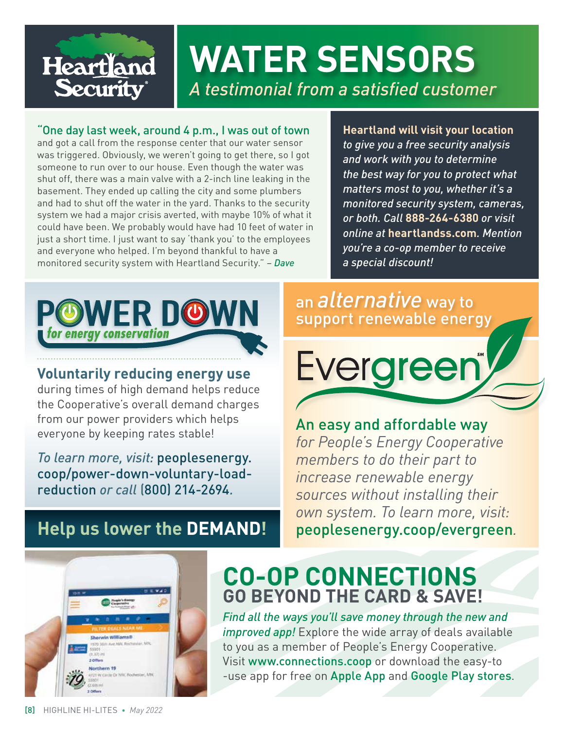Heartland Security

# WATER SENSORS

*A testimonial from a satisfied customer*

"One day last week, around 4 p.m., I was out of town and got a call from the response center that our water sensor was triggered. Obviously, we weren't going to get there, so I got someone to run over to our house. Even though the water was shut off, there was a main valve with a 2-inch line leaking in the basement. They ended up calling the city and some plumbers and had to shut off the water in the yard. Thanks to the security system we had a major crisis averted, with maybe 10% of what it could have been. We probably would have had 10 feet of water in just a short time. I just want to say 'thank you' to the employees and everyone who helped. I'm beyond thankful to have a monitored security system with Heartland Security." – *Dave*

**Heartland will visit your location** *to give you a free security analysis and work with you to determine the best way for you to protect what matters most to you, whether it's a monitored security system, cameras, or both. Call* **888-264-6380** *or visit online at* **heartlandss.com**. *Mention you're a co-op member to receive a special discount!*

# POWER DOWN

*for energy conservation*

**Voluntarily reducing energy use** during times of high demand helps reduce the Cooperative's overall demand charges from our power providers which helps everyone by keeping rates stable!

*To learn more, visit:* peoplesenergy.coop/power-down-voluntary-load-reduction *or call* (800) 214-2694.

**Help us lower the DEMAND!**

## an *alternative* way to support renewable energy

# Evergreen℠

An easy and affordable way *for People's Energy Cooperative members to do their part to increase renewable energy sources without installing their own system. To learn more, visit:* peoplesenergy.coop/evergreen.

# CO-OP CONNECTIONS

## GO BEYOND THE CARD & SAVE!

*Find all the ways you'll save money through the new and improved app!* Explore the wide array of deals available to you as a member of People's Energy Cooperative. Visit www.connections.coop or download the easy-to -use app for free on Apple App and Google Play stores.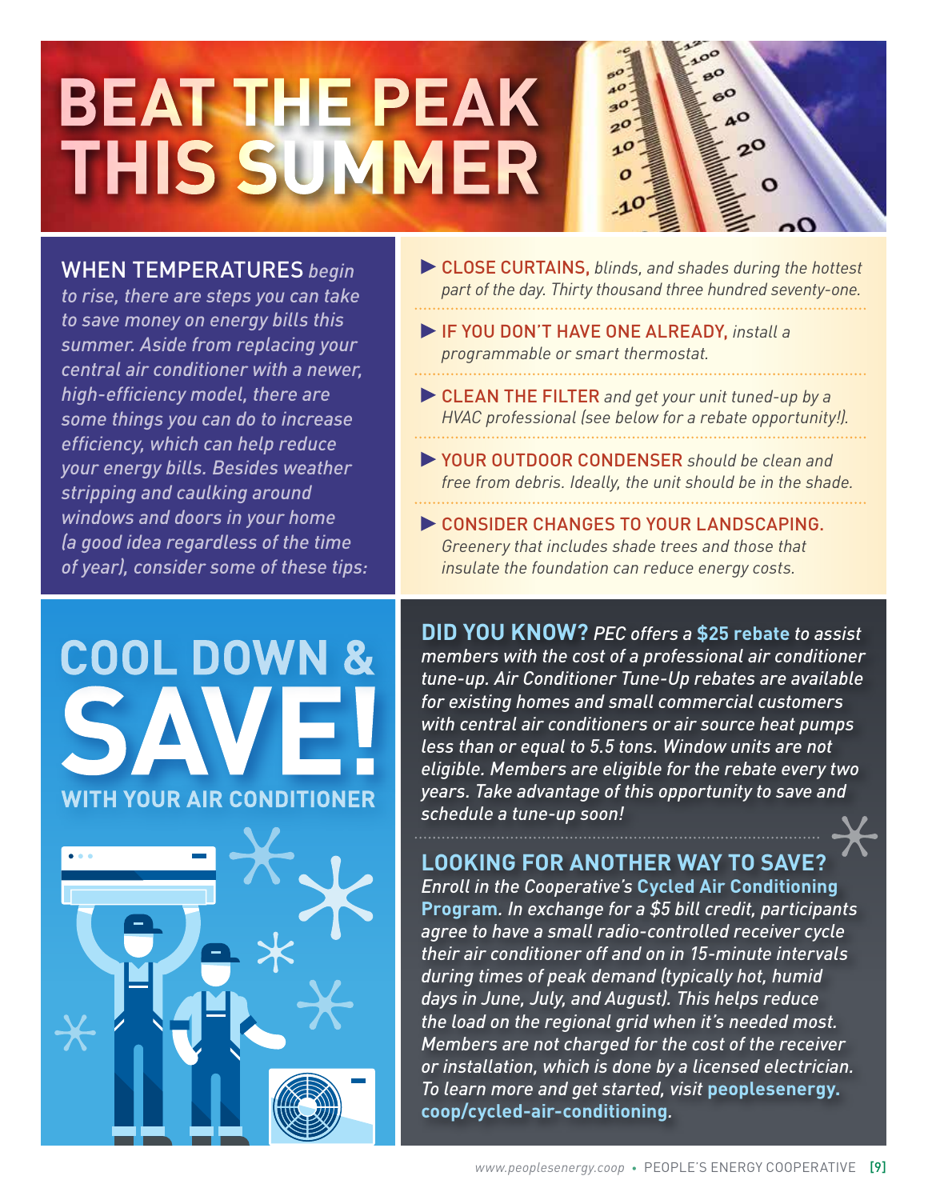# BEAT THE PEAK THIS SUMMER

WHEN TEMPERATURES *begin to rise, there are steps you can take to save money on energy bills this summer. Aside from replacing your central air conditioner with a newer, high-efficiency model, there are some things you can do to increase efficiency, which can help reduce your energy bills. Besides weather stripping and caulking around windows and doors in your home (a good idea regardless of the time of year), consider some of these tips:*

- CLOSE CURTAINS, *blinds, and shades during the hottest part of the day. Thirty thousand three hundred seventy-one.*
- IF YOU DON'T HAVE ONE ALREADY, *install a programmable or smart thermostat.*
- CLEAN THE FILTER *and get your unit tuned-up by a HVAC professional (see below for a rebate opportunity!).*
- YOUR OUTDOOR CONDENSER *should be clean and free from debris. Ideally, the unit should be in the shade.*
- CONSIDER CHANGES TO YOUR LANDSCAPING. *Greenery that includes shade trees and those that insulate the foundation can reduce energy costs.*

# COOL DOWN & SAVE!

## WITH YOUR AIR CONDITIONER

**DID YOU KNOW?** *PEC offers a* **$25 rebate** *to assist members with the cost of a professional air conditioner tune-up. Air Conditioner Tune-Up rebates are available for existing homes and small commercial customers with central air conditioners or air source heat pumps less than or equal to 5.5 tons. Window units are not eligible. Members are eligible for the rebate every two years. Take advantage of this opportunity to save and schedule a tune-up soon!*

## LOOKING FOR ANOTHER WAY TO SAVE?

*Enroll in the Cooperative's* **Cycled Air Conditioning Program**. *In exchange for a $5 bill credit, participants agree to have a small radio-controlled receiver cycle their air conditioner off and on in 15-minute intervals during times of peak demand (typically hot, humid days in June, July, and August). This helps reduce the load on the regional grid when it's needed most. Members are not charged for the cost of the receiver or installation, which is done by a licensed electrician. To learn more and get started, visit* **peoplesenergy.coop/cycled-air-conditioning**.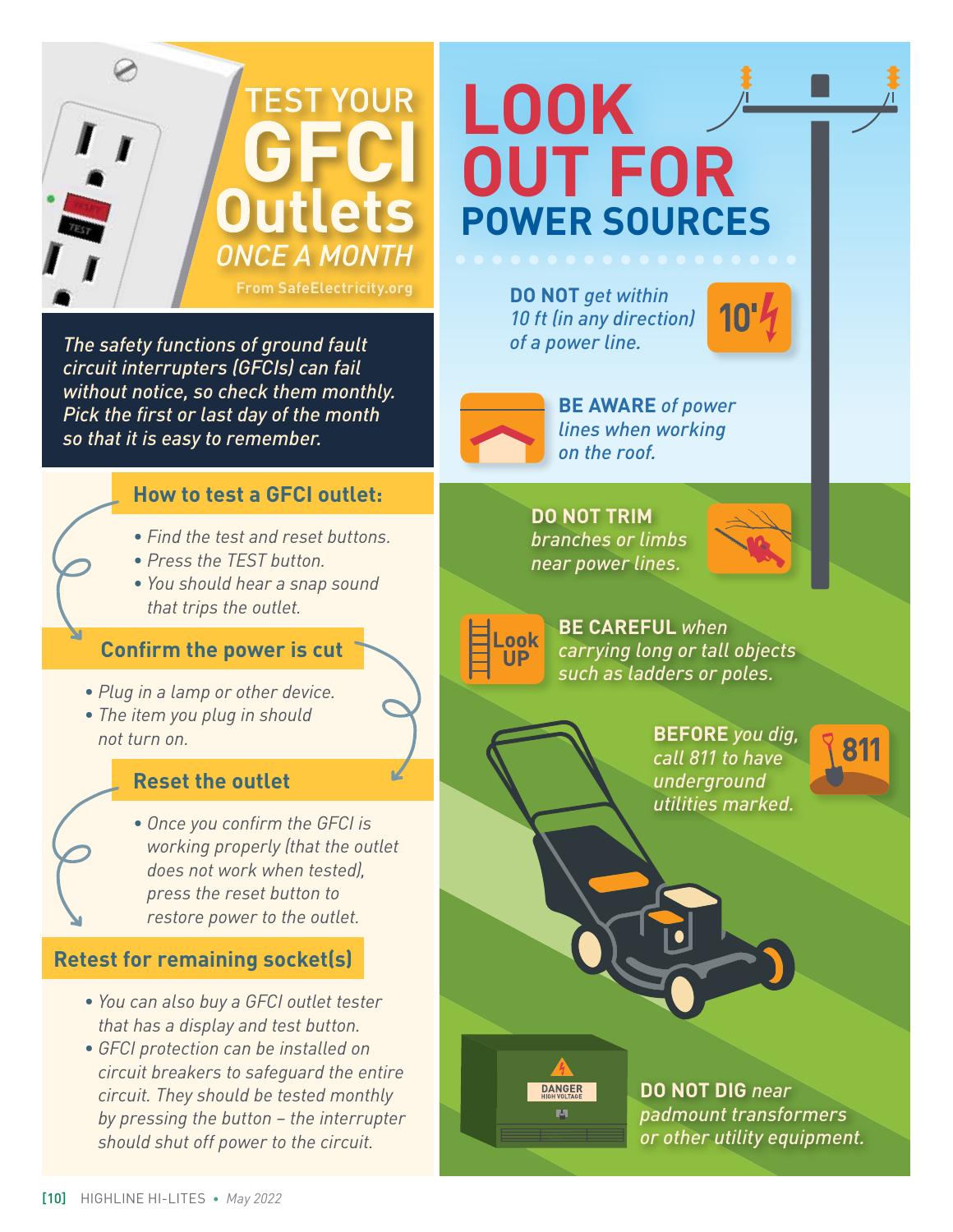# TEST YOUR GFCI Outlets

*ONCE A MONTH*

From SafeElectricity.org

*The safety functions of ground fault circuit interrupters (GFCIs) can fail without notice, so check them monthly. Pick the first or last day of the month so that it is easy to remember.*

## How to test a GFCI outlet:

- *Find the test and reset buttons.*
- *Press the TEST button.*
- *You should hear a snap sound that trips the outlet.*

## Confirm the power is cut

- *Plug in a lamp or other device.*
- *The item you plug in should not turn on.*

## Reset the outlet

- *Once you confirm the GFCI is working properly (that the outlet does not work when tested), press the reset button to restore power to the outlet.*

## Retest for remaining socket(s)

- *You can also buy a GFCI outlet tester that has a display and test button.*
- *GFCI protection can be installed on circuit breakers to safeguard the entire circuit. They should be tested monthly by pressing the button – the interrupter should shut off power to the circuit.*

# LOOK OUT FOR POWER SOURCES

**DO NOT** *get within 10 ft (in any direction) of a power line.*

**BE AWARE** *of power lines when working on the roof.*

**DO NOT TRIM** *branches or limbs near power lines.*

**BE CAREFUL** *when carrying long or tall objects such as ladders or poles.*

**BEFORE** *you dig, call 811 to have underground utilities marked.*

**DO NOT DIG** *near padmount transformers or other utility equipment.*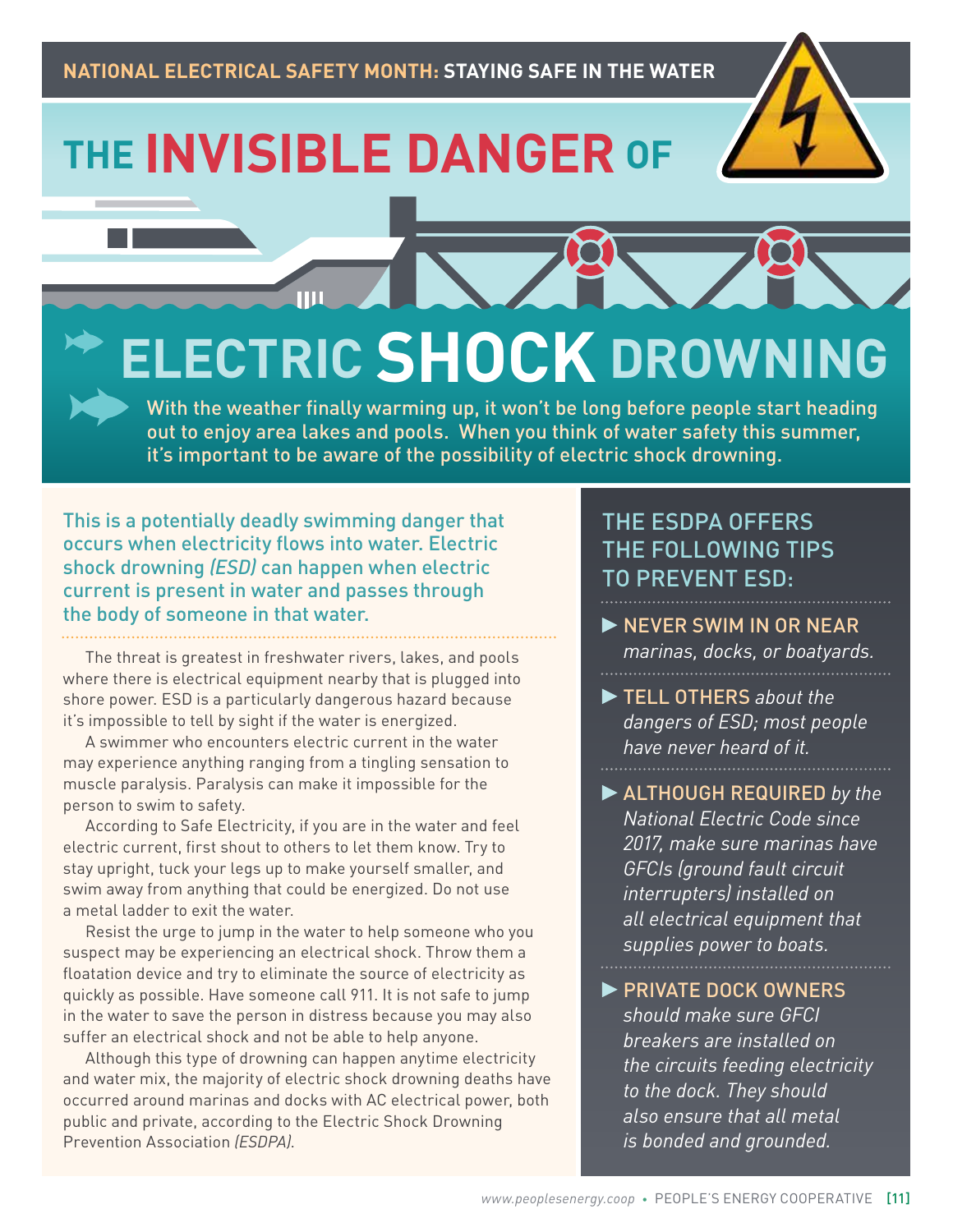**NATIONAL ELECTRICAL SAFETY MONTH: STAYING SAFE IN THE WATER**

# THE INVISIBLE DANGER OF ELECTRIC SHOCK DROWNING

With the weather finally warming up, it won't be long before people start heading out to enjoy area lakes and pools. When you think of water safety this summer, it's important to be aware of the possibility of electric shock drowning.

This is a potentially deadly swimming danger that occurs when electricity flows into water. Electric shock drowning *(ESD)* can happen when electric current is present in water and passes through the body of someone in that water.

The threat is greatest in freshwater rivers, lakes, and pools where there is electrical equipment nearby that is plugged into shore power. ESD is a particularly dangerous hazard because it's impossible to tell by sight if the water is energized.

A swimmer who encounters electric current in the water may experience anything ranging from a tingling sensation to muscle paralysis. Paralysis can make it impossible for the person to swim to safety.

According to Safe Electricity, if you are in the water and feel electric current, first shout to others to let them know. Try to stay upright, tuck your legs up to make yourself smaller, and swim away from anything that could be energized. Do not use a metal ladder to exit the water.

Resist the urge to jump in the water to help someone who you suspect may be experiencing an electrical shock. Throw them a floatation device and try to eliminate the source of electricity as quickly as possible. Have someone call 911. It is not safe to jump in the water to save the person in distress because you may also suffer an electrical shock and not be able to help anyone.

Although this type of drowning can happen anytime electricity and water mix, the majority of electric shock drowning deaths have occurred around marinas and docks with AC electrical power, both public and private, according to the Electric Shock Drowning Prevention Association *(ESDPA)*.

## THE ESDPA OFFERS THE FOLLOWING TIPS TO PREVENT ESD:

- **NEVER SWIM IN OR NEAR** *marinas, docks, or boatyards.*
- **TELL OTHERS** *about the dangers of ESD; most people have never heard of it.*
- **ALTHOUGH REQUIRED** *by the National Electric Code since 2017, make sure marinas have GFCIs (ground fault circuit interrupters) installed on all electrical equipment that supplies power to boats.*
- **PRIVATE DOCK OWNERS** *should make sure GFCI breakers are installed on the circuits feeding electricity to the dock. They should also ensure that all metal is bonded and grounded.*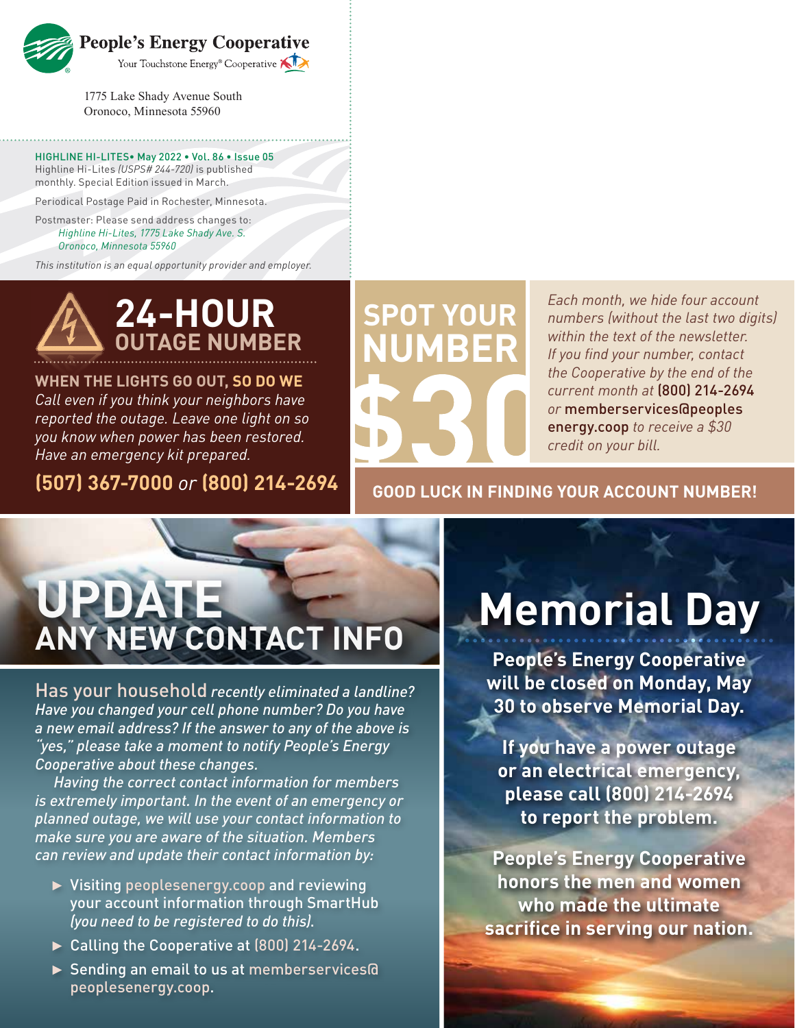People's Energy Cooperative
Your Touchstone Energy® Cooperative

1775 Lake Shady Avenue South
Oronoco, Minnesota 55960

HIGHLINE HI-LITES• May 2022 • Vol. 86 • Issue 05
Highline Hi-Lites *(USPS# 244-720)* is published monthly. Special Edition issued in March.

Periodical Postage Paid in Rochester, Minnesota.

Postmaster: Please send address changes to:
*Highline Hi-Lites, 1775 Lake Shady Ave. S.*
*Oronoco, Minnesota 55960*

*This institution is an equal opportunity provider and employer.*

## 24-HOUR OUTAGE NUMBER

**WHEN THE LIGHTS GO OUT, SO DO WE**
*Call even if you think your neighbors have reported the outage. Leave one light on so you know when power has been restored. Have an emergency kit prepared.*

**(507) 367-7000** *or* **(800) 214-2694**

## SPOT YOUR NUMBER $30

*Each month, we hide four account numbers (without the last two digits) within the text of the newsletter. If you find your number, contact the Cooperative by the end of the current month at* (800) 214-2694 *or* memberservices@peoplesenergy.coop *to receive a $30 credit on your bill.*

**GOOD LUCK IN FINDING YOUR ACCOUNT NUMBER!**

## UPDATE ANY NEW CONTACT INFO

Has your household *recently eliminated a landline? Have you changed your cell phone number? Do you have a new email address? If the answer to any of the above is "yes," please take a moment to notify People's Energy Cooperative about these changes.*

*Having the correct contact information for members is extremely important. In the event of an emergency or planned outage, we will use your contact information to make sure you are aware of the situation. Members can review and update their contact information by:*

- Visiting peoplesenergy.coop and reviewing your account information through SmartHub *(you need to be registered to do this)*.
- Calling the Cooperative at (800) 214-2694.
- Sending an email to us at memberservices@peoplesenergy.coop.

## Memorial Day

**People's Energy Cooperative will be closed on Monday, May 30 to observe Memorial Day.**

**If you have a power outage or an electrical emergency, please call (800) 214-2694 to report the problem.**

**People's Energy Cooperative honors the men and women who made the ultimate sacrifice in serving our nation.**